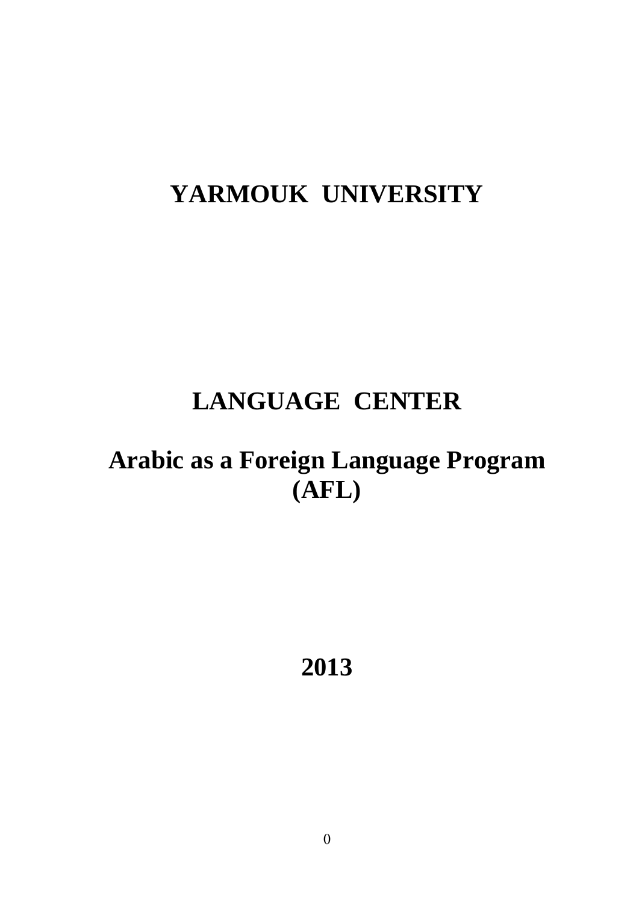# YARMOUK UNIVERSITY

# LANGUAGE CENTER

# Arabic as a Foreign Language Program (AFL)

# 2013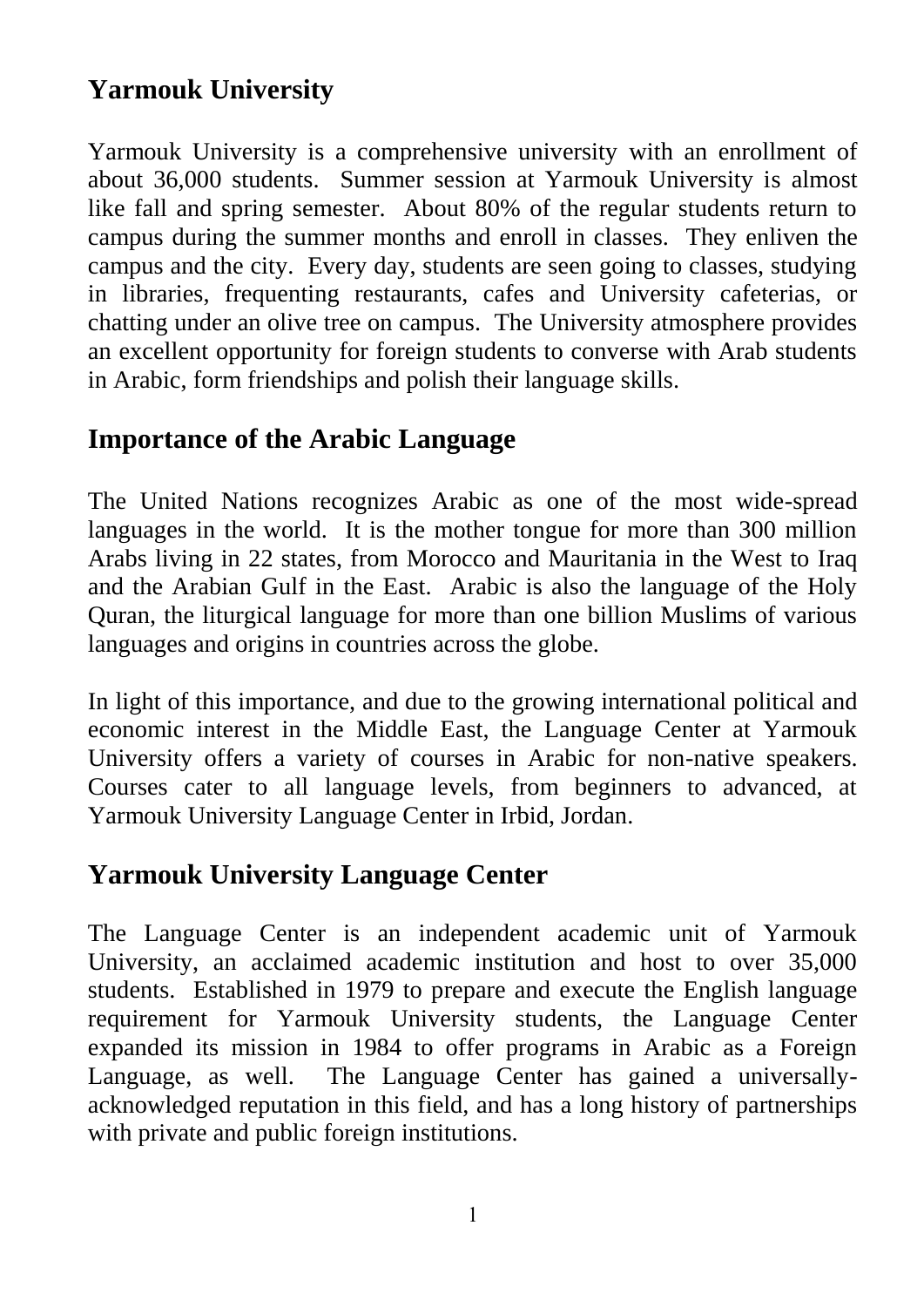## Yarmouk University

Yarmouk University is a comprehensive university with an enrollment of about 36,000 students. Summer session at Yarmouk University is almost like fall and spring semester. About 80% of the regular students return to campus during the summer months and enroll in classes. They enliven the campus and the city. Every day, students are seen going to classes, studying in libraries, frequenting restaurants, cafes and University cafeterias, or chatting under an olive tree on campus. The University atmosphere provides an excellent opportunity for foreign students to converse with Arab students in Arabic, form friendships and polish their language skills.

## Importance of the Arabic Language

The United Nations recognizes Arabic as one of the most wide-spread languages in the world. It is the mother tongue for more than 300 million Arabs living in 22 states, from Morocco and Mauritania in the West to Iraq and the Arabian Gulf in the East. Arabic is also the language of the Holy Quran, the liturgical language for more than one billion Muslims of various languages and origins in countries across the globe.

In light of this importance, and due to the growing international political and economic interest in the Middle East, the Language Center at Yarmouk University offers a variety of courses in Arabic for non-native speakers. Courses cater to all language levels, from beginners to advanced, at Yarmouk University Language Center in Irbid, Jordan.

## Yarmouk University Language Center

The Language Center is an independent academic unit of Yarmouk University, an acclaimed academic institution and host to over 35,000 students. Established in 1979 to prepare and execute the English language requirement for Yarmouk University students, the Language Center expanded its mission in 1984 to offer programs in Arabic as a Foreign Language, as well. The Language Center has gained a universally-acknowledged reputation in this field, and has a long history of partnerships with private and public foreign institutions.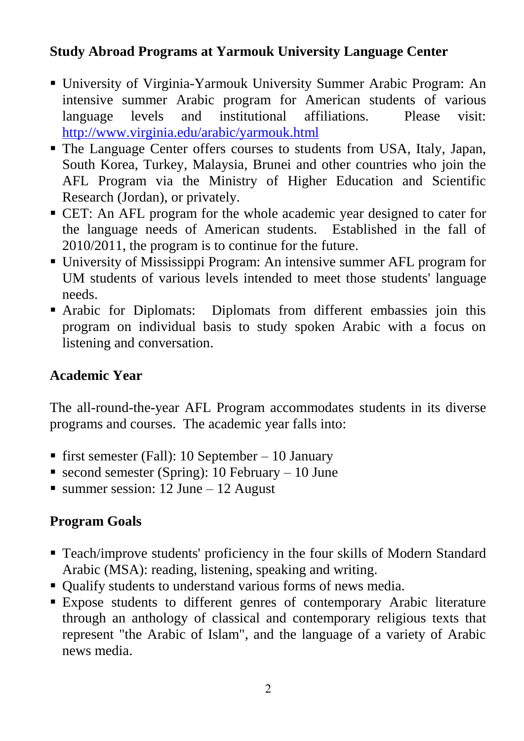**Study Abroad Programs at Yarmouk University Language Center**

- University of Virginia-Yarmouk University Summer Arabic Program: An intensive summer Arabic program for American students of various language levels and institutional affiliations. Please visit: [http://www.virginia.edu/arabic/yarmouk.html](http://www.virginia.edu/arabic/yarmouk.html)
- The Language Center offers courses to students from USA, Italy, Japan, South Korea, Turkey, Malaysia, Brunei and other countries who join the AFL Program via the Ministry of Higher Education and Scientific Research (Jordan), or privately.
- CET: An AFL program for the whole academic year designed to cater for the language needs of American students. Established in the fall of 2010/2011, the program is to continue for the future.
- University of Mississippi Program: An intensive summer AFL program for UM students of various levels intended to meet those students' language needs.
- Arabic for Diplomats: Diplomats from different embassies join this program on individual basis to study spoken Arabic with a focus on listening and conversation.

**Academic Year**

The all-round-the-year AFL Program accommodates students in its diverse programs and courses. The academic year falls into:

- first semester (Fall): 10 September – 10 January
- second semester (Spring): 10 February – 10 June
- summer session: 12 June – 12 August

**Program Goals**

- Teach/improve students' proficiency in the four skills of Modern Standard Arabic (MSA): reading, listening, speaking and writing.
- Qualify students to understand various forms of news media.
- Expose students to different genres of contemporary Arabic literature through an anthology of classical and contemporary religious texts that represent "the Arabic of Islam", and the language of a variety of Arabic news media.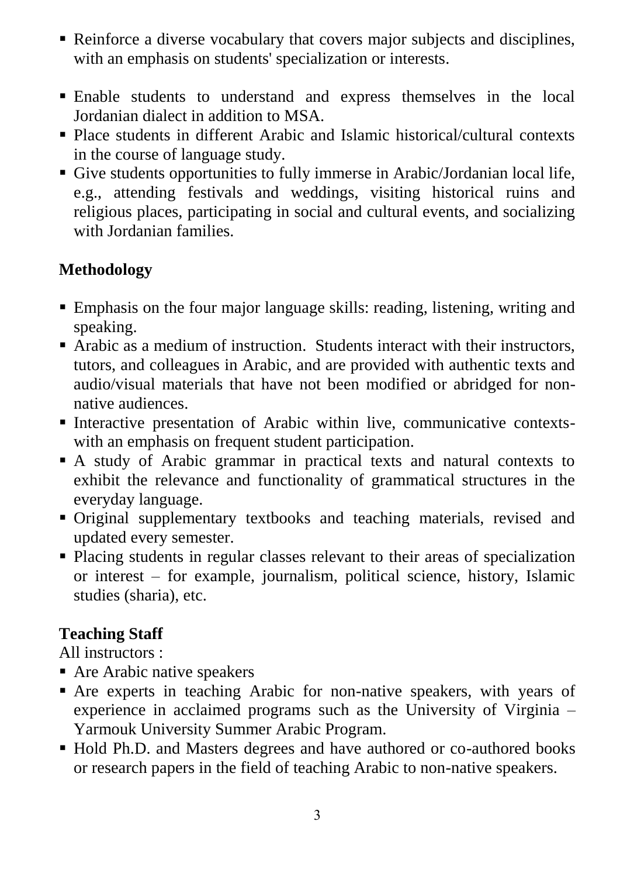- Reinforce a diverse vocabulary that covers major subjects and disciplines, with an emphasis on students' specialization or interests.
- Enable students to understand and express themselves in the local Jordanian dialect in addition to MSA.
- Place students in different Arabic and Islamic historical/cultural contexts in the course of language study.
- Give students opportunities to fully immerse in Arabic/Jordanian local life, e.g., attending festivals and weddings, visiting historical ruins and religious places, participating in social and cultural events, and socializing with Jordanian families.

## Methodology

- Emphasis on the four major language skills: reading, listening, writing and speaking.
- Arabic as a medium of instruction. Students interact with their instructors, tutors, and colleagues in Arabic, and are provided with authentic texts and audio/visual materials that have not been modified or abridged for non-native audiences.
- Interactive presentation of Arabic within live, communicative contexts- with an emphasis on frequent student participation.
- A study of Arabic grammar in practical texts and natural contexts to exhibit the relevance and functionality of grammatical structures in the everyday language.
- Original supplementary textbooks and teaching materials, revised and updated every semester.
- Placing students in regular classes relevant to their areas of specialization or interest – for example, journalism, political science, history, Islamic studies (sharia), etc.

## Teaching Staff

All instructors :

- Are Arabic native speakers
- Are experts in teaching Arabic for non-native speakers, with years of experience in acclaimed programs such as the University of Virginia – Yarmouk University Summer Arabic Program.
- Hold Ph.D. and Masters degrees and have authored or co-authored books or research papers in the field of teaching Arabic to non-native speakers.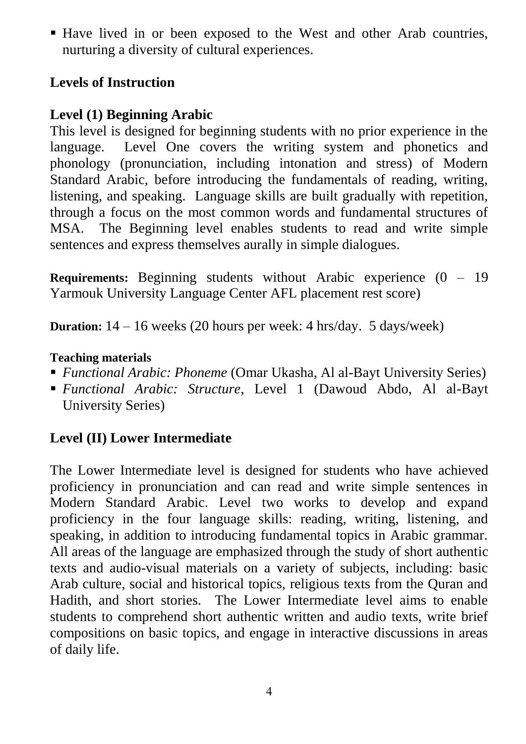- Have lived in or been exposed to the West and other Arab countries, nurturing a diversity of cultural experiences.

## Levels of Instruction

### Level (1) Beginning Arabic

This level is designed for beginning students with no prior experience in the language. Level One covers the writing system and phonetics and phonology (pronunciation, including intonation and stress) of Modern Standard Arabic, before introducing the fundamentals of reading, writing, listening, and speaking. Language skills are built gradually with repetition, through a focus on the most common words and fundamental structures of MSA. The Beginning level enables students to read and write simple sentences and express themselves aurally in simple dialogues.

**Requirements:** Beginning students without Arabic experience (0 – 19 Yarmouk University Language Center AFL placement rest score)

**Duration:** 14 – 16 weeks (20 hours per week: 4 hrs/day. 5 days/week)

**Teaching materials**

- *Functional Arabic: Phoneme* (Omar Ukasha, Al al-Bayt University Series)
- *Functional Arabic: Structure*, Level 1 (Dawoud Abdo, Al al-Bayt University Series)

### Level (II) Lower Intermediate

The Lower Intermediate level is designed for students who have achieved proficiency in pronunciation and can read and write simple sentences in Modern Standard Arabic. Level two works to develop and expand proficiency in the four language skills: reading, writing, listening, and speaking, in addition to introducing fundamental topics in Arabic grammar. All areas of the language are emphasized through the study of short authentic texts and audio-visual materials on a variety of subjects, including: basic Arab culture, social and historical topics, religious texts from the Quran and Hadith, and short stories. The Lower Intermediate level aims to enable students to comprehend short authentic written and audio texts, write brief compositions on basic topics, and engage in interactive discussions in areas of daily life.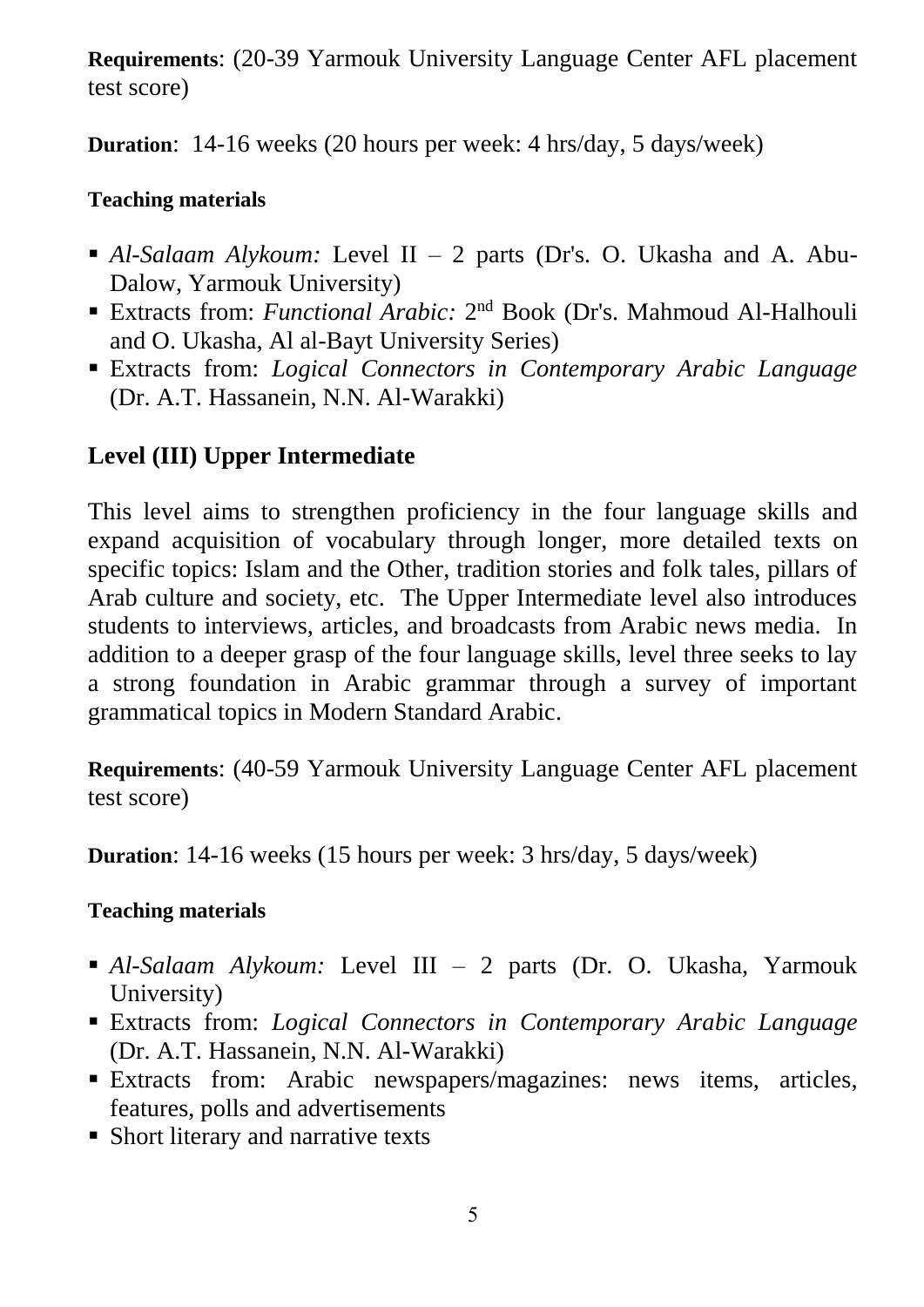**Requirements**: (20-39 Yarmouk University Language Center AFL placement test score)

**Duration**: 14-16 weeks (20 hours per week: 4 hrs/day, 5 days/week)

**Teaching materials**

- *Al-Salaam Alykoum:* Level II – 2 parts (Dr's. O. Ukasha and A. Abu-Dalow, Yarmouk University)
- Extracts from: *Functional Arabic:* 2nd Book (Dr's. Mahmoud Al-Halhouli and O. Ukasha, Al al-Bayt University Series)
- Extracts from: *Logical Connectors in Contemporary Arabic Language* (Dr. A.T. Hassanein, N.N. Al-Warakki)

## Level (III) Upper Intermediate

This level aims to strengthen proficiency in the four language skills and expand acquisition of vocabulary through longer, more detailed texts on specific topics: Islam and the Other, tradition stories and folk tales, pillars of Arab culture and society, etc. The Upper Intermediate level also introduces students to interviews, articles, and broadcasts from Arabic news media. In addition to a deeper grasp of the four language skills, level three seeks to lay a strong foundation in Arabic grammar through a survey of important grammatical topics in Modern Standard Arabic.

**Requirements**: (40-59 Yarmouk University Language Center AFL placement test score)

**Duration**: 14-16 weeks (15 hours per week: 3 hrs/day, 5 days/week)

**Teaching materials**

- *Al-Salaam Alykoum:* Level III – 2 parts (Dr. O. Ukasha, Yarmouk University)
- Extracts from: *Logical Connectors in Contemporary Arabic Language* (Dr. A.T. Hassanein, N.N. Al-Warakki)
- Extracts from: Arabic newspapers/magazines: news items, articles, features, polls and advertisements
- Short literary and narrative texts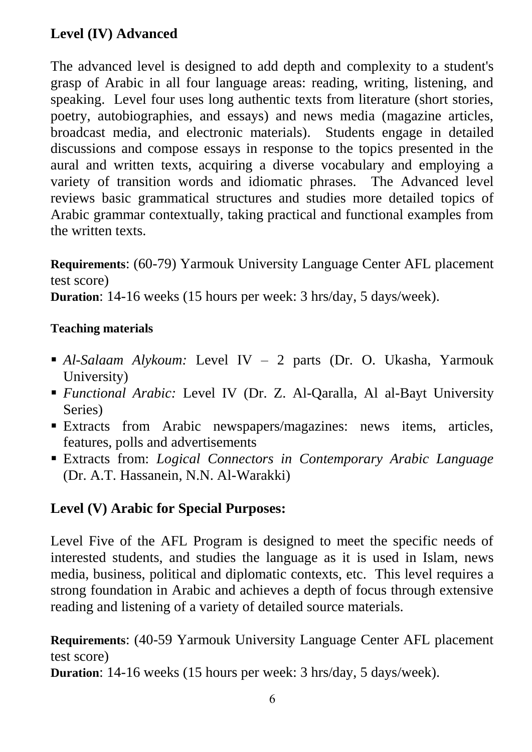## Level (IV) Advanced

The advanced level is designed to add depth and complexity to a student's grasp of Arabic in all four language areas: reading, writing, listening, and speaking. Level four uses long authentic texts from literature (short stories, poetry, autobiographies, and essays) and news media (magazine articles, broadcast media, and electronic materials). Students engage in detailed discussions and compose essays in response to the topics presented in the aural and written texts, acquiring a diverse vocabulary and employing a variety of transition words and idiomatic phrases. The Advanced level reviews basic grammatical structures and studies more detailed topics of Arabic grammar contextually, taking practical and functional examples from the written texts.

**Requirements**: (60-79) Yarmouk University Language Center AFL placement test score)
**Duration**: 14-16 weeks (15 hours per week: 3 hrs/day, 5 days/week).

**Teaching materials**

- *Al-Salaam Alykoum:* Level IV – 2 parts (Dr. O. Ukasha, Yarmouk University)
- *Functional Arabic:* Level IV (Dr. Z. Al-Qaralla, Al al-Bayt University Series)
- Extracts from Arabic newspapers/magazines: news items, articles, features, polls and advertisements
- Extracts from: *Logical Connectors in Contemporary Arabic Language* (Dr. A.T. Hassanein, N.N. Al-Warakki)

## Level (V) Arabic for Special Purposes:

Level Five of the AFL Program is designed to meet the specific needs of interested students, and studies the language as it is used in Islam, news media, business, political and diplomatic contexts, etc. This level requires a strong foundation in Arabic and achieves a depth of focus through extensive reading and listening of a variety of detailed source materials.

**Requirements**: (40-59 Yarmouk University Language Center AFL placement test score)
**Duration**: 14-16 weeks (15 hours per week: 3 hrs/day, 5 days/week).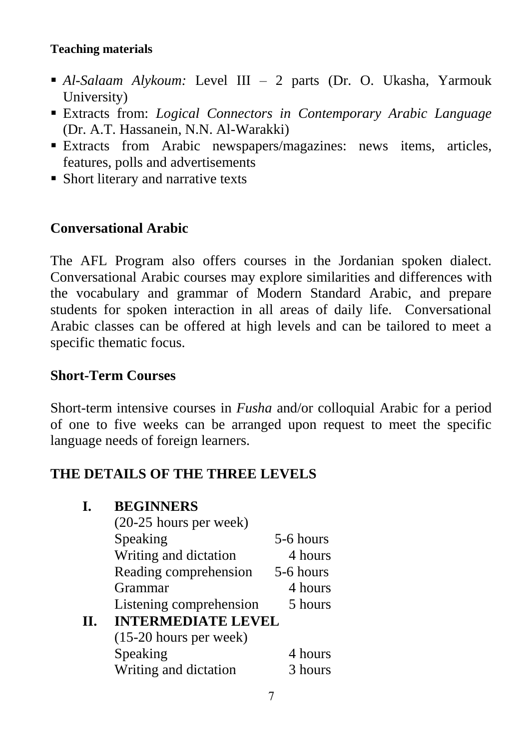**Teaching materials**

- *Al-Salaam Alykoum:* Level III – 2 parts (Dr. O. Ukasha, Yarmouk University)
- Extracts from: *Logical Connectors in Contemporary Arabic Language* (Dr. A.T. Hassanein, N.N. Al-Warakki)
- Extracts from Arabic newspapers/magazines: news items, articles, features, polls and advertisements
- Short literary and narrative texts

## Conversational Arabic

The AFL Program also offers courses in the Jordanian spoken dialect. Conversational Arabic courses may explore similarities and differences with the vocabulary and grammar of Modern Standard Arabic, and prepare students for spoken interaction in all areas of daily life. Conversational Arabic classes can be offered at high levels and can be tailored to meet a specific thematic focus.

## Short-Term Courses

Short-term intensive courses in *Fusha* and/or colloquial Arabic for a period of one to five weeks can be arranged upon request to meet the specific language needs of foreign learners.

## THE DETAILS OF THE THREE LEVELS

**I. BEGINNERS**

(20-25 hours per week)

| | |
|---|---|
| Speaking | 5-6 hours |
| Writing and dictation | 4 hours |
| Reading comprehension | 5-6 hours |
| Grammar | 4 hours |
| Listening comprehension | 5 hours |

**II. INTERMEDIATE LEVEL**

(15-20 hours per week)

| | |
|---|---|
| Speaking | 4 hours |
| Writing and dictation | 3 hours |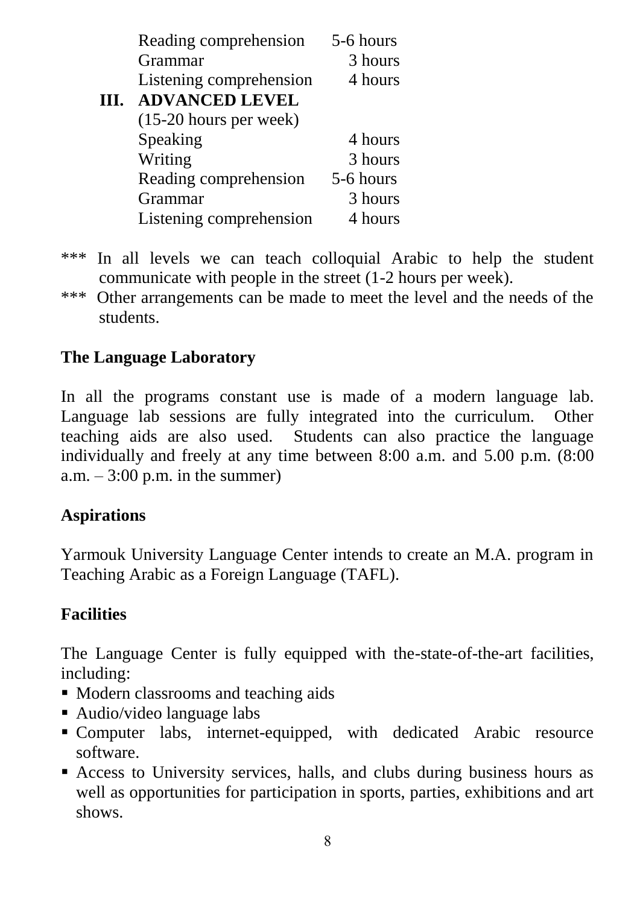| | |
|---|---|
| Reading comprehension | 5-6 hours |
| Grammar | 3 hours |
| Listening comprehension | 4 hours |

**III. ADVANCED LEVEL**

(15-20 hours per week)

| | |
|---|---|
| Speaking | 4 hours |
| Writing | 3 hours |
| Reading comprehension | 5-6 hours |
| Grammar | 3 hours |
| Listening comprehension | 4 hours |

*** In all levels we can teach colloquial Arabic to help the student communicate with people in the street (1-2 hours per week).

*** Other arrangements can be made to meet the level and the needs of the students.

## The Language Laboratory

In all the programs constant use is made of a modern language lab. Language lab sessions are fully integrated into the curriculum. Other teaching aids are also used. Students can also practice the language individually and freely at any time between 8:00 a.m. and 5.00 p.m. (8:00 a.m. – 3:00 p.m. in the summer)

## Aspirations

Yarmouk University Language Center intends to create an M.A. program in Teaching Arabic as a Foreign Language (TAFL).

## Facilities

The Language Center is fully equipped with the-state-of-the-art facilities, including:

- Modern classrooms and teaching aids
- Audio/video language labs
- Computer labs, internet-equipped, with dedicated Arabic resource software.
- Access to University services, halls, and clubs during business hours as well as opportunities for participation in sports, parties, exhibitions and art shows.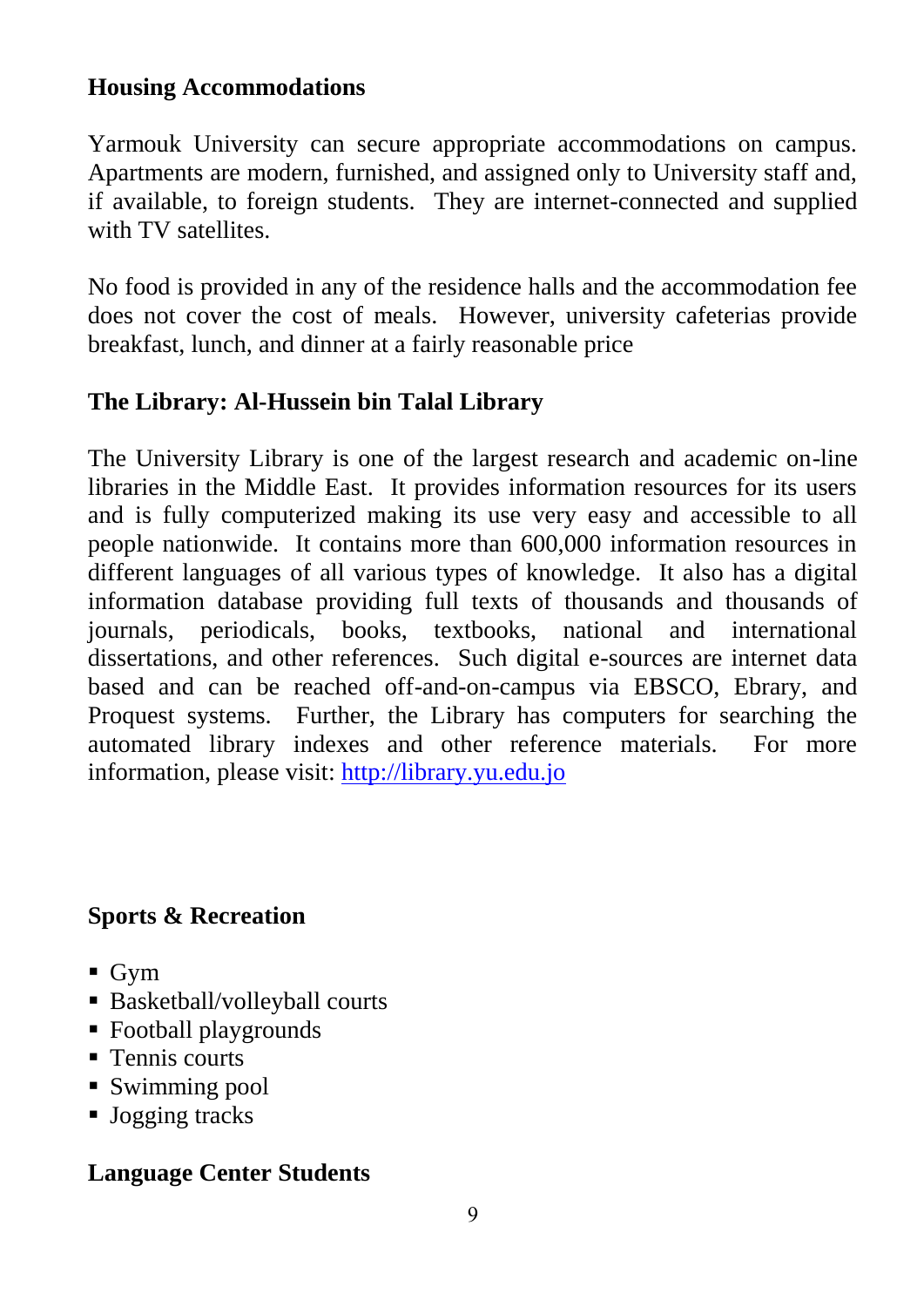## Housing Accommodations

Yarmouk University can secure appropriate accommodations on campus. Apartments are modern, furnished, and assigned only to University staff and, if available, to foreign students. They are internet-connected and supplied with TV satellites.

No food is provided in any of the residence halls and the accommodation fee does not cover the cost of meals. However, university cafeterias provide breakfast, lunch, and dinner at a fairly reasonable price

## The Library: Al-Hussein bin Talal Library

The University Library is one of the largest research and academic on-line libraries in the Middle East. It provides information resources for its users and is fully computerized making its use very easy and accessible to all people nationwide. It contains more than 600,000 information resources in different languages of all various types of knowledge. It also has a digital information database providing full texts of thousands and thousands of journals, periodicals, books, textbooks, national and international dissertations, and other references. Such digital e-sources are internet data based and can be reached off-and-on-campus via EBSCO, Ebrary, and Proquest systems. Further, the Library has computers for searching the automated library indexes and other reference materials. For more information, please visit: [http://library.yu.edu.jo](http://library.yu.edu.jo)

## Sports & Recreation

- Gym
- Basketball/volleyball courts
- Football playgrounds
- Tennis courts
- Swimming pool
- Jogging tracks

## Language Center Students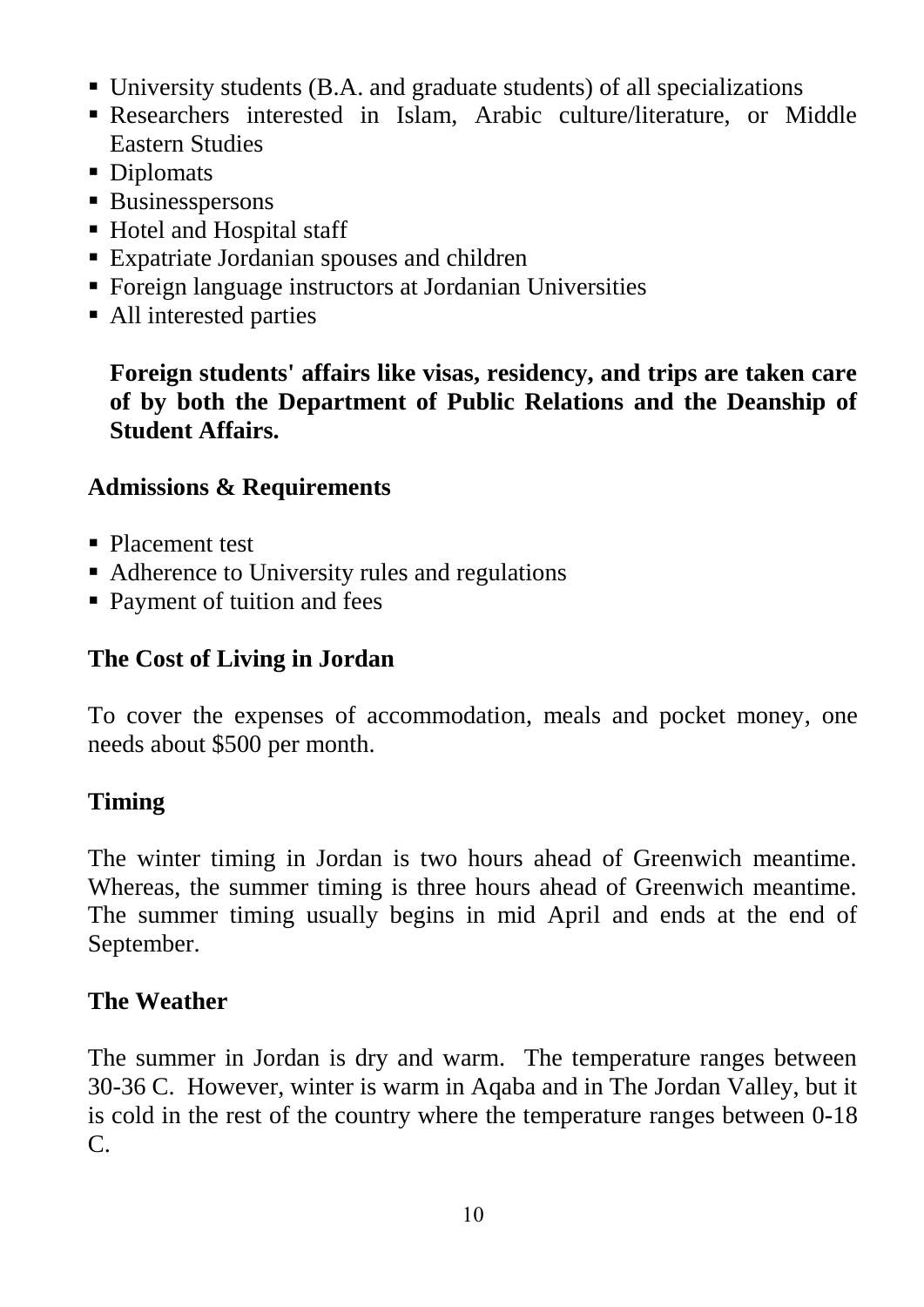- University students (B.A. and graduate students) of all specializations
- Researchers interested in Islam, Arabic culture/literature, or Middle Eastern Studies
- Diplomats
- Businesspersons
- Hotel and Hospital staff
- Expatriate Jordanian spouses and children
- Foreign language instructors at Jordanian Universities
- All interested parties

**Foreign students' affairs like visas, residency, and trips are taken care of by both the Department of Public Relations and the Deanship of Student Affairs.**

## Admissions & Requirements

- Placement test
- Adherence to University rules and regulations
- Payment of tuition and fees

## The Cost of Living in Jordan

To cover the expenses of accommodation, meals and pocket money, one needs about $500 per month.

## Timing

The winter timing in Jordan is two hours ahead of Greenwich meantime. Whereas, the summer timing is three hours ahead of Greenwich meantime. The summer timing usually begins in mid April and ends at the end of September.

## The Weather

The summer in Jordan is dry and warm. The temperature ranges between 30-36 C. However, winter is warm in Aqaba and in The Jordan Valley, but it is cold in the rest of the country where the temperature ranges between 0-18 C.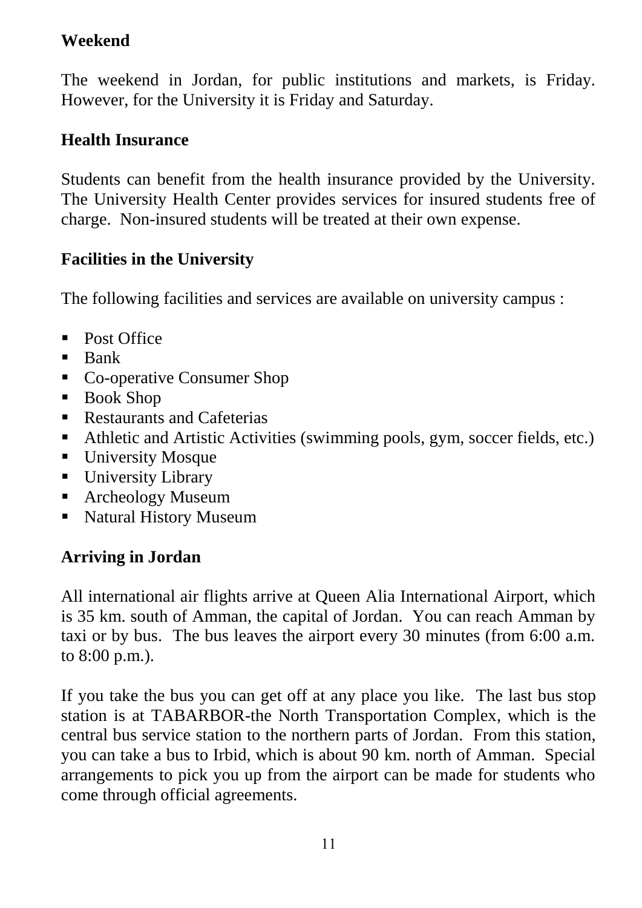**Weekend**

The weekend in Jordan, for public institutions and markets, is Friday. However, for the University it is Friday and Saturday.

**Health Insurance**

Students can benefit from the health insurance provided by the University. The University Health Center provides services for insured students free of charge. Non-insured students will be treated at their own expense.

**Facilities in the University**

The following facilities and services are available on university campus :

- Post Office
- Bank
- Co-operative Consumer Shop
- Book Shop
- Restaurants and Cafeterias
- Athletic and Artistic Activities (swimming pools, gym, soccer fields, etc.)
- University Mosque
- University Library
- Archeology Museum
- Natural History Museum

**Arriving in Jordan**

All international air flights arrive at Queen Alia International Airport, which is 35 km. south of Amman, the capital of Jordan. You can reach Amman by taxi or by bus. The bus leaves the airport every 30 minutes (from 6:00 a.m. to 8:00 p.m.).

If you take the bus you can get off at any place you like. The last bus stop station is at TABARBOR-the North Transportation Complex, which is the central bus service station to the northern parts of Jordan. From this station, you can take a bus to Irbid, which is about 90 km. north of Amman. Special arrangements to pick you up from the airport can be made for students who come through official agreements.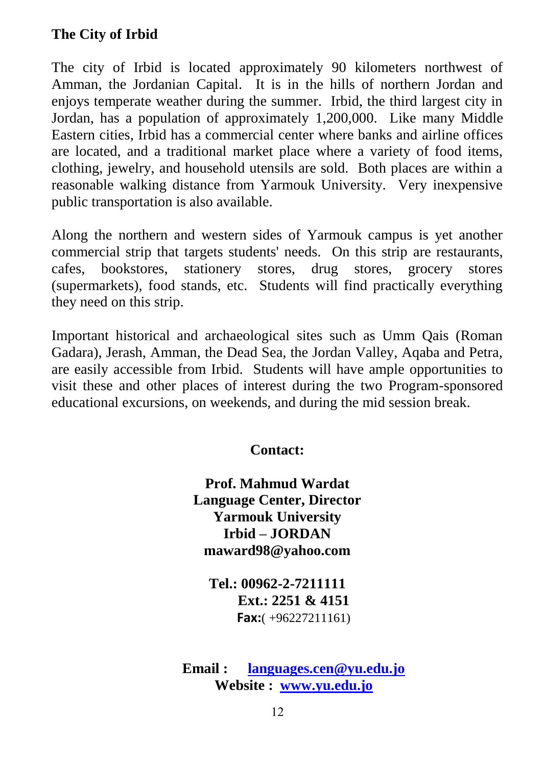## The City of Irbid

The city of Irbid is located approximately 90 kilometers northwest of Amman, the Jordanian Capital. It is in the hills of northern Jordan and enjoys temperate weather during the summer. Irbid, the third largest city in Jordan, has a population of approximately 1,200,000. Like many Middle Eastern cities, Irbid has a commercial center where banks and airline offices are located, and a traditional market place where a variety of food items, clothing, jewelry, and household utensils are sold. Both places are within a reasonable walking distance from Yarmouk University. Very inexpensive public transportation is also available.

Along the northern and western sides of Yarmouk campus is yet another commercial strip that targets students' needs. On this strip are restaurants, cafes, bookstores, stationery stores, drug stores, grocery stores (supermarkets), food stands, etc. Students will find practically everything they need on this strip.

Important historical and archaeological sites such as Umm Qais (Roman Gadara), Jerash, Amman, the Dead Sea, the Jordan Valley, Aqaba and Petra, are easily accessible from Irbid. Students will have ample opportunities to visit these and other places of interest during the two Program-sponsored educational excursions, on weekends, and during the mid session break.

**Contact:**

**Prof. Mahmud Wardat**
**Language Center, Director**
**Yarmouk University**
**Irbid – JORDAN**
**maward98@yahoo.com**

**Tel.: 00962-2-7211111**
**Ext.: 2251 & 4151**
**Fax:**( +96227211161)

**Email : languages.cen@yu.edu.jo**
**Website : www.yu.edu.jo**